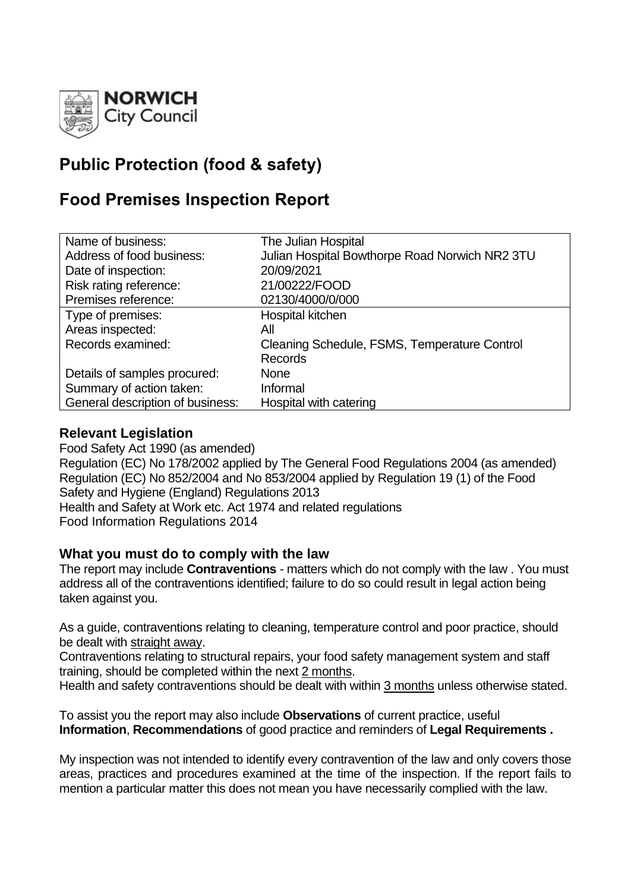# Public Protection (food & safety)

# Food Premises Inspection Report

| Name of business: | The Julian Hospital |
|---|---|
| Address of food business: | Julian Hospital Bowthorpe Road Norwich NR2 3TU |
| Date of inspection: | 20/09/2021 |
| Risk rating reference: | 21/00222/FOOD |
| Premises reference: | 02130/4000/0/000 |
| Type of premises: | Hospital kitchen |
| Areas inspected: | All |
| Records examined: | Cleaning Schedule, FSMS, Temperature Control Records |
| Details of samples procured: | None |
| Summary of action taken: | Informal |
| General description of business: | Hospital with catering |

## Relevant Legislation

Food Safety Act 1990 (as amended)
Regulation (EC) No 178/2002 applied by The General Food Regulations 2004 (as amended)
Regulation (EC) No 852/2004 and No 853/2004 applied by Regulation 19 (1) of the Food Safety and Hygiene (England) Regulations 2013
Health and Safety at Work etc. Act 1974 and related regulations
Food Information Regulations 2014

## What you must do to comply with the law

The report may include **Contraventions** - matters which do not comply with the law . You must address all of the contraventions identified; failure to do so could result in legal action being taken against you.

As a guide, contraventions relating to cleaning, temperature control and poor practice, should be dealt with straight away.
Contraventions relating to structural repairs, your food safety management system and staff training, should be completed within the next 2 months.
Health and safety contraventions should be dealt with within 3 months unless otherwise stated.

To assist you the report may also include **Observations** of current practice, useful **Information**, **Recommendations** of good practice and reminders of **Legal Requirements .**

My inspection was not intended to identify every contravention of the law and only covers those areas, practices and procedures examined at the time of the inspection. If the report fails to mention a particular matter this does not mean you have necessarily complied with the law.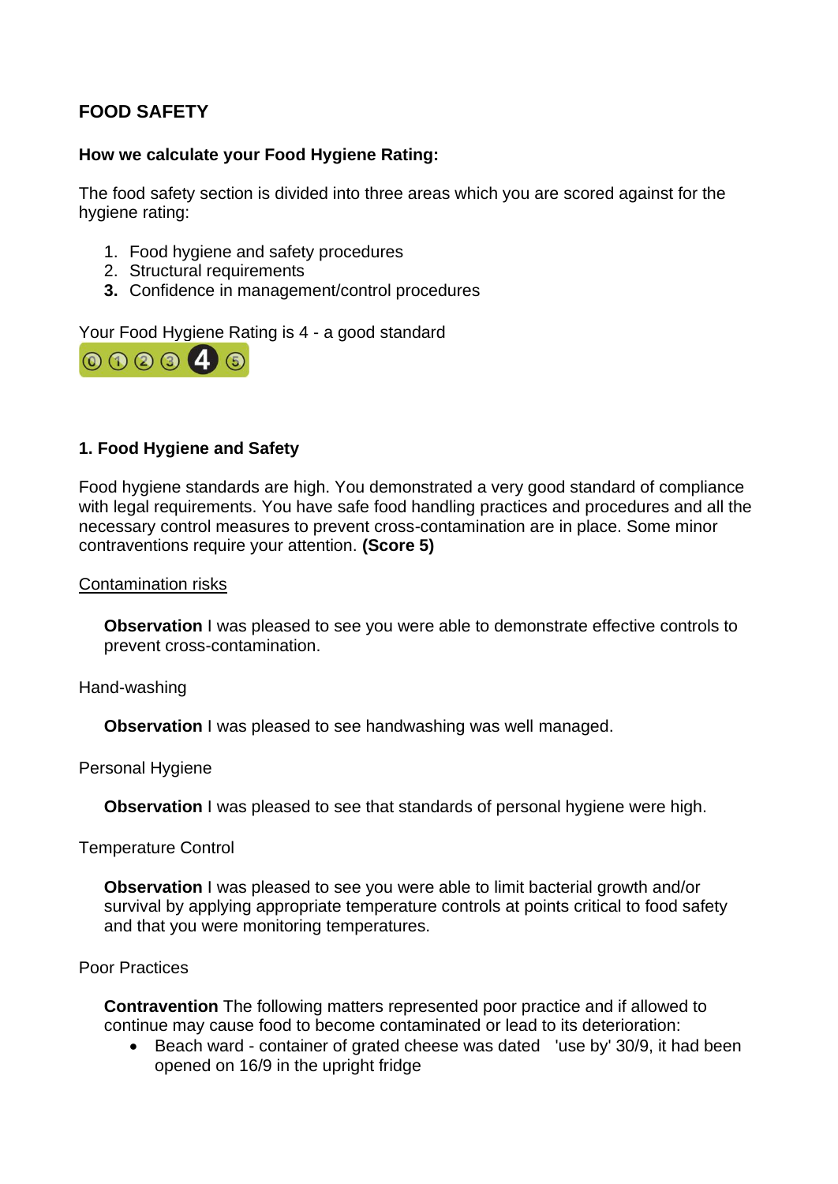## FOOD SAFETY

**How we calculate your Food Hygiene Rating:**

The food safety section is divided into three areas which you are scored against for the hygiene rating:

1. Food hygiene and safety procedures
2. Structural requirements
3. Confidence in management/control procedures

Your Food Hygiene Rating is 4 - a good standard

### 1. Food Hygiene and Safety

Food hygiene standards are high. You demonstrated a very good standard of compliance with legal requirements. You have safe food handling practices and procedures and all the necessary control measures to prevent cross-contamination are in place. Some minor contraventions require your attention. **(Score 5)**

Contamination risks

**Observation** I was pleased to see you were able to demonstrate effective controls to prevent cross-contamination.

Hand-washing

**Observation** I was pleased to see handwashing was well managed.

Personal Hygiene

**Observation** I was pleased to see that standards of personal hygiene were high.

Temperature Control

**Observation** I was pleased to see you were able to limit bacterial growth and/or survival by applying appropriate temperature controls at points critical to food safety and that you were monitoring temperatures.

Poor Practices

**Contravention** The following matters represented poor practice and if allowed to continue may cause food to become contaminated or lead to its deterioration:

- Beach ward - container of grated cheese was dated 'use by' 30/9, it had been opened on 16/9 in the upright fridge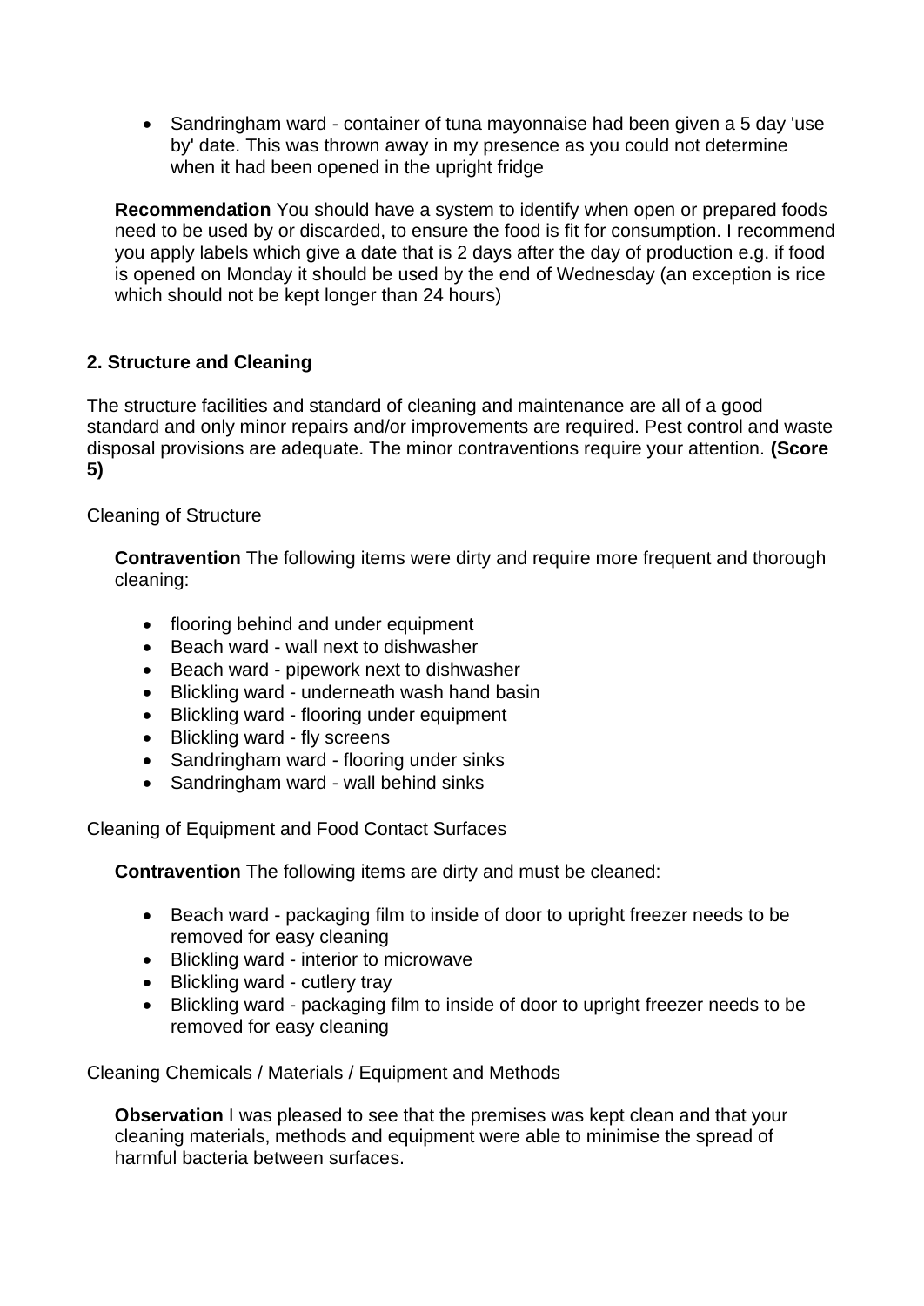- Sandringham ward - container of tuna mayonnaise had been given a 5 day 'use by' date. This was thrown away in my presence as you could not determine when it had been opened in the upright fridge

**Recommendation** You should have a system to identify when open or prepared foods need to be used by or discarded, to ensure the food is fit for consumption. I recommend you apply labels which give a date that is 2 days after the day of production e.g. if food is opened on Monday it should be used by the end of Wednesday (an exception is rice which should not be kept longer than 24 hours)

**2. Structure and Cleaning**

The structure facilities and standard of cleaning and maintenance are all of a good standard and only minor repairs and/or improvements are required. Pest control and waste disposal provisions are adequate. The minor contraventions require your attention. **(Score 5)**

Cleaning of Structure

**Contravention** The following items were dirty and require more frequent and thorough cleaning:

- flooring behind and under equipment
- Beach ward - wall next to dishwasher
- Beach ward - pipework next to dishwasher
- Blickling ward - underneath wash hand basin
- Blickling ward - flooring under equipment
- Blickling ward - fly screens
- Sandringham ward - flooring under sinks
- Sandringham ward - wall behind sinks

Cleaning of Equipment and Food Contact Surfaces

**Contravention** The following items are dirty and must be cleaned:

- Beach ward - packaging film to inside of door to upright freezer needs to be removed for easy cleaning
- Blickling ward - interior to microwave
- Blickling ward - cutlery tray
- Blickling ward - packaging film to inside of door to upright freezer needs to be removed for easy cleaning

Cleaning Chemicals / Materials / Equipment and Methods

**Observation** I was pleased to see that the premises was kept clean and that your cleaning materials, methods and equipment were able to minimise the spread of harmful bacteria between surfaces.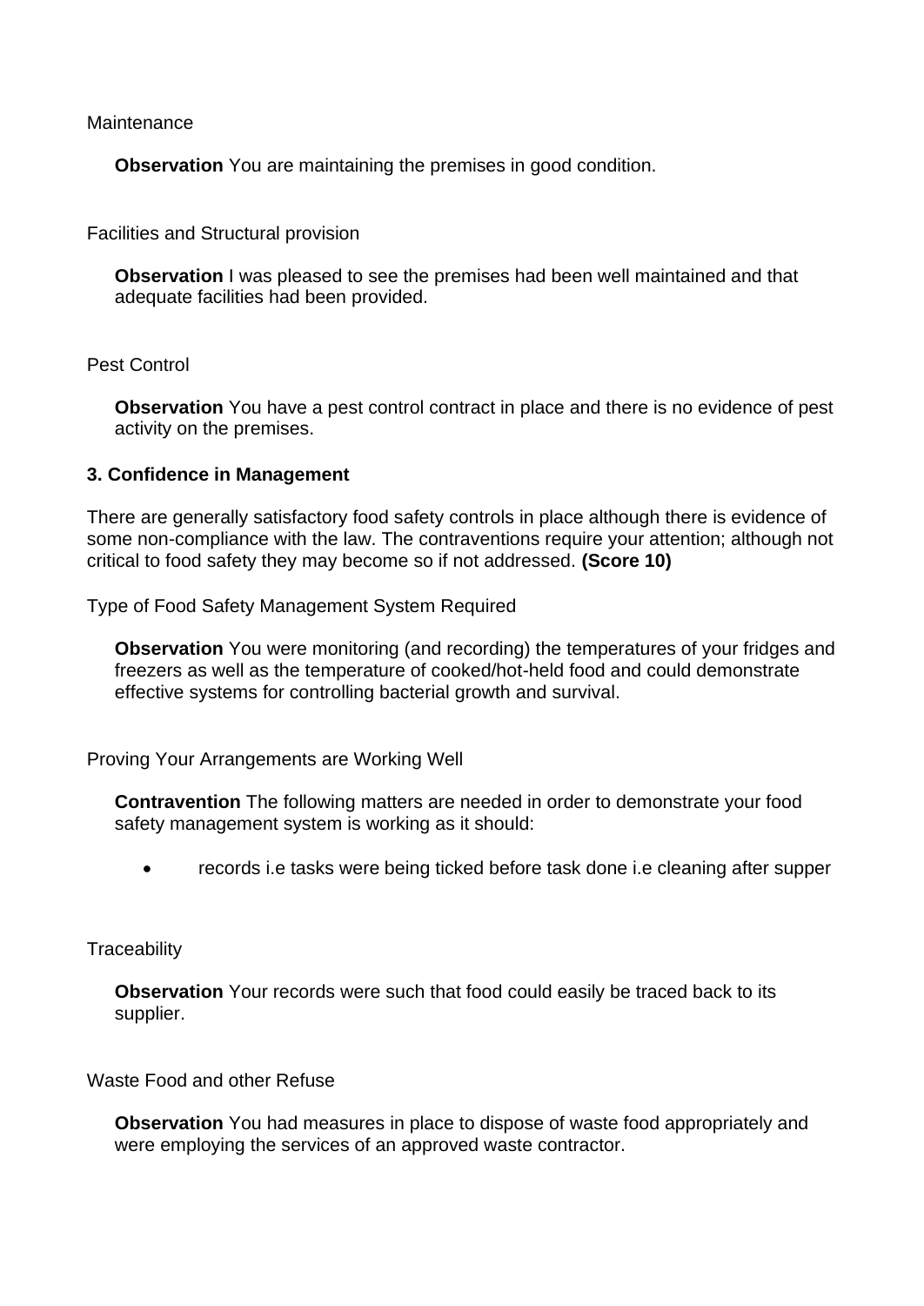Maintenance

**Observation** You are maintaining the premises in good condition.

Facilities and Structural provision

**Observation** I was pleased to see the premises had been well maintained and that adequate facilities had been provided.

Pest Control

**Observation** You have a pest control contract in place and there is no evidence of pest activity on the premises.

### 3. Confidence in Management

There are generally satisfactory food safety controls in place although there is evidence of some non-compliance with the law. The contraventions require your attention; although not critical to food safety they may become so if not addressed. **(Score 10)**

Type of Food Safety Management System Required

**Observation** You were monitoring (and recording) the temperatures of your fridges and freezers as well as the temperature of cooked/hot-held food and could demonstrate effective systems for controlling bacterial growth and survival.

Proving Your Arrangements are Working Well

**Contravention** The following matters are needed in order to demonstrate your food safety management system is working as it should:

- records i.e tasks were being ticked before task done i.e cleaning after supper

Traceability

**Observation** Your records were such that food could easily be traced back to its supplier.

Waste Food and other Refuse

**Observation** You had measures in place to dispose of waste food appropriately and were employing the services of an approved waste contractor.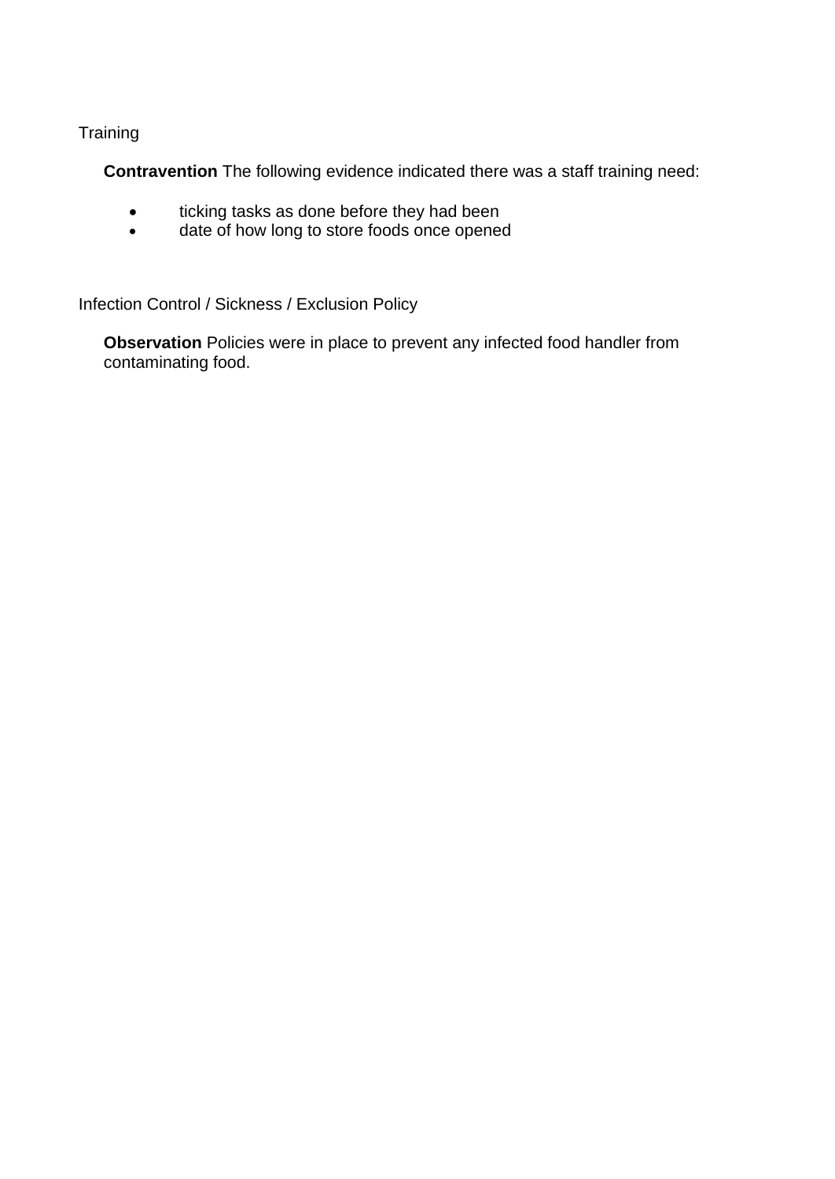## Training

**Contravention** The following evidence indicated there was a staff training need:

- ticking tasks as done before they had been
- date of how long to store foods once opened

## Infection Control / Sickness / Exclusion Policy

**Observation** Policies were in place to prevent any infected food handler from contaminating food.